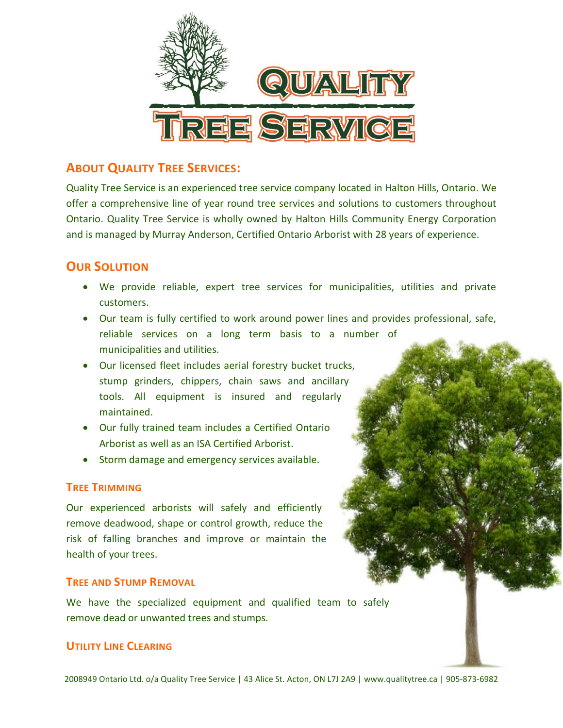# Quality Tree Service

## About Quality Tree Services:

Quality Tree Service is an experienced tree service company located in Halton Hills, Ontario. We offer a comprehensive line of year round tree services and solutions to customers throughout Ontario. Quality Tree Service is wholly owned by Halton Hills Community Energy Corporation and is managed by Murray Anderson, Certified Ontario Arborist with 28 years of experience.

## Our Solution

- We provide reliable, expert tree services for municipalities, utilities and private customers.
- Our team is fully certified to work around power lines and provides professional, safe, reliable services on a long term basis to a number of municipalities and utilities.
- Our licensed fleet includes aerial forestry bucket trucks, stump grinders, chippers, chain saws and ancillary tools. All equipment is insured and regularly maintained.
- Our fully trained team includes a Certified Ontario Arborist as well as an ISA Certified Arborist.
- Storm damage and emergency services available.

### Tree Trimming

Our experienced arborists will safely and efficiently remove deadwood, shape or control growth, reduce the risk of falling branches and improve or maintain the health of your trees.

### Tree and Stump Removal

We have the specialized equipment and qualified team to safely remove dead or unwanted trees and stumps.

### Utility Line Clearing

2008949 Ontario Ltd. o/a Quality Tree Service | 43 Alice St. Acton, ON L7J 2A9 | www.qualitytree.ca | 905-873-6982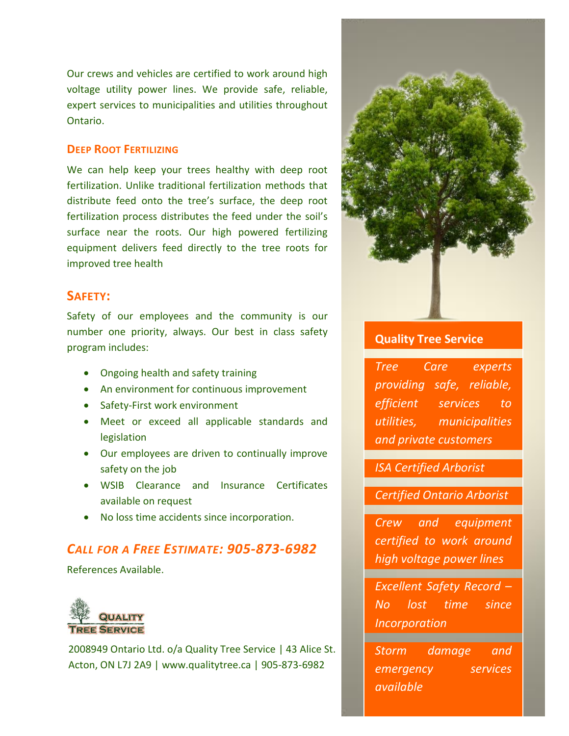Our crews and vehicles are certified to work around high voltage utility power lines. We provide safe, reliable, expert services to municipalities and utilities throughout Ontario.

### Deep Root Fertilizing

We can help keep your trees healthy with deep root fertilization. Unlike traditional fertilization methods that distribute feed onto the tree's surface, the deep root fertilization process distributes the feed under the soil's surface near the roots. Our high powered fertilizing equipment delivers feed directly to the tree roots for improved tree health

## Safety:

Safety of our employees and the community is our number one priority, always. Our best in class safety program includes:

- Ongoing health and safety training
- An environment for continuous improvement
- Safety-First work environment
- Meet or exceed all applicable standards and legislation
- Our employees are driven to continually improve safety on the job
- WSIB Clearance and Insurance Certificates available on request
- No loss time accidents since incorporation.

## *Call for a Free Estimate: 905-873-6982*

References Available.

Quality Tree Service

2008949 Ontario Ltd. o/a Quality Tree Service | 43 Alice St. Acton, ON L7J 2A9 | www.qualitytree.ca | 905-873-6982

### Quality Tree Service

*Tree Care experts providing safe, reliable, efficient services to utilities, municipalities and private customers*

*ISA Certified Arborist*

*Certified Ontario Arborist*

*Crew and equipment certified to work around high voltage power lines*

*Excellent Safety Record – No lost time since Incorporation*

*Storm damage and emergency services available*